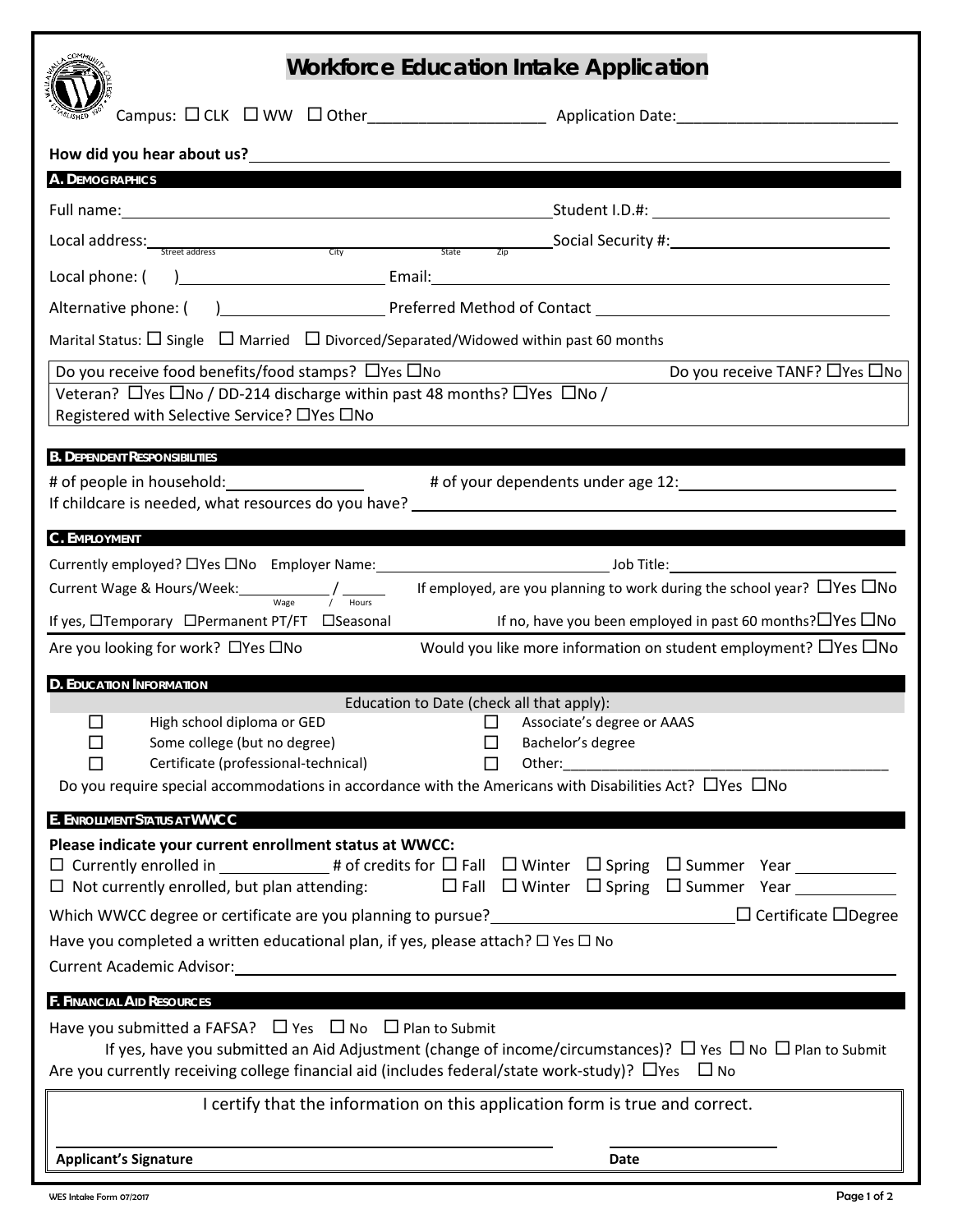# Workforce Education Intake Application

Campus: ☐ CLK ☐ WW ☐ Other____________________ Application Date:_________________________

**How did you hear about us?**_______________________________________________

## A. Demographics

Full name:_______________________________________ Student I.D.#: ___________________

Local address:____________________________________ Social Security #:________________
Street address City State Zip

Local phone: ( )_______________ Email:_________________________________________

Alternative phone: ( )_______________ Preferred Method of Contact ___________________

Marital Status: ☐ Single ☐ Married ☐ Divorced/Separated/Widowed within past 60 months

Do you receive food benefits/food stamps? ☐Yes ☐No Do you receive TANF? ☐Yes ☐No

Veteran? ☐Yes ☐No / DD-214 discharge within past 48 months? ☐Yes ☐No /
Registered with Selective Service? ☐Yes ☐No

## B. Dependent Responsibilities

# of people in household:______________ # of your dependents under age 12:______________

If childcare is needed, what resources do you have? ___________________________________

## C. Employment

Currently employed? ☐Yes ☐No Employer Name:______________________ Job Title:________________

Current Wage & Hours/Week:________ / ______ If employed, are you planning to work during the school year? ☐Yes ☐No
Wage / Hours

If yes, ☐Temporary ☐Permanent PT/FT ☐Seasonal If no, have you been employed in past 60 months?☐Yes ☐No

Are you looking for work? ☐Yes ☐No Would you like more information on student employment? ☐Yes ☐No

## D. Education Information

Education to Date (check all that apply):

☐ High school diploma or GED
☐ Some college (but no degree)
☐ Certificate (professional-technical)
☐ Associate's degree or AAAS
☐ Bachelor's degree
☐ Other:___________________________________

Do you require special accommodations in accordance with the Americans with Disabilities Act? ☐Yes ☐No

## E. Enrollment Status at WWCC

**Please indicate your current enrollment status at WWCC:**

☐ Currently enrolled in __________ # of credits for ☐ Fall ☐ Winter ☐ Spring ☐ Summer Year ________

☐ Not currently enrolled, but plan attending: ☐ Fall ☐ Winter ☐ Spring ☐ Summer Year ________

Which WWCC degree or certificate are you planning to pursue?____________________ ☐ Certificate ☐Degree

Have you completed a written educational plan, if yes, please attach? ☐ Yes ☐ No

Current Academic Advisor:_______________________________________________

## F. Financial Aid Resources

Have you submitted a FAFSA? ☐ Yes ☐ No ☐ Plan to Submit

If yes, have you submitted an Aid Adjustment (change of income/circumstances)? ☐ Yes ☐ No ☐ Plan to Submit

Are you currently receiving college financial aid (includes federal/state work-study)? ☐Yes ☐ No

I certify that the information on this application form is true and correct.

_______________________________ _______________
**Applicant's Signature** **Date**

WES Intake Form 07/2017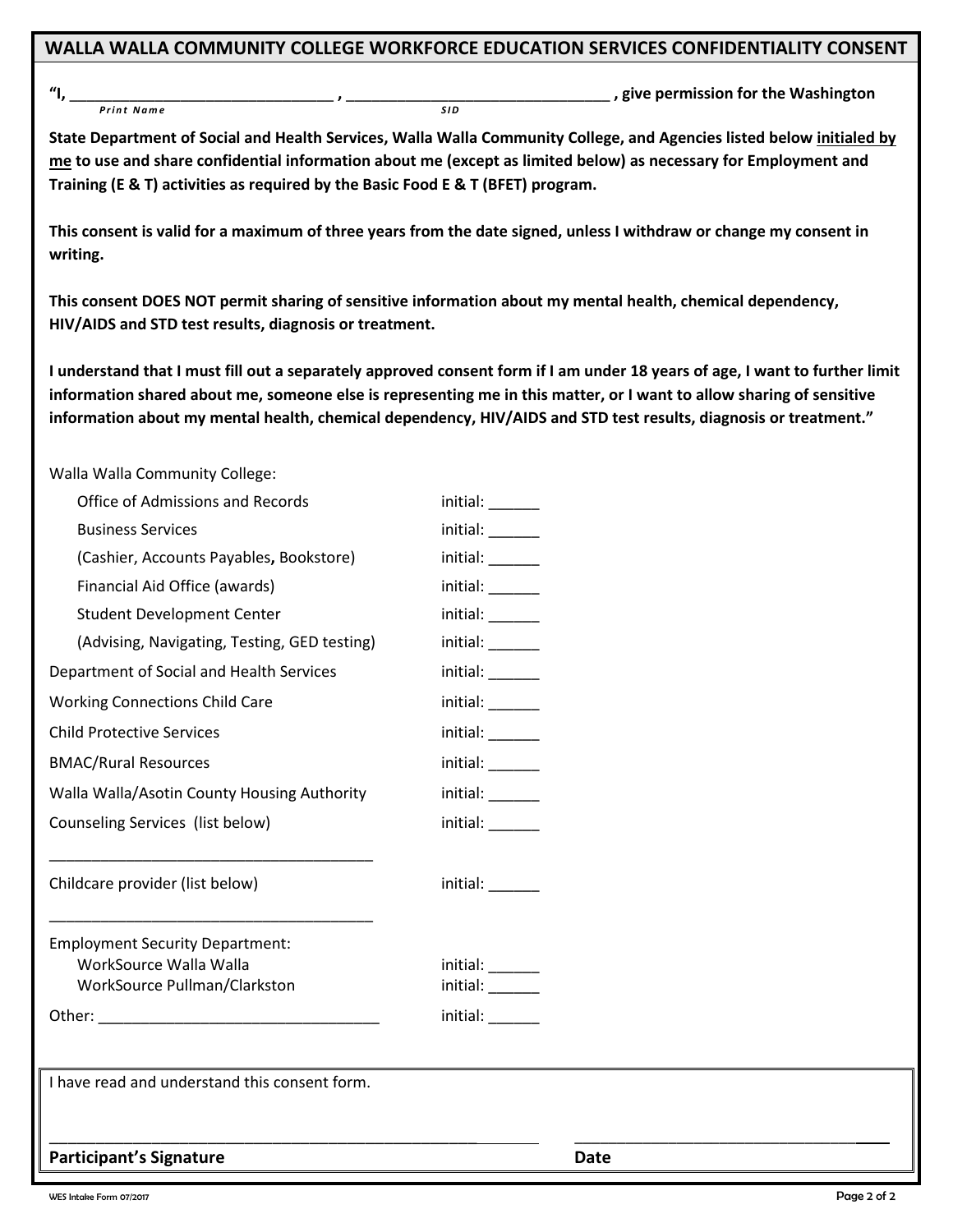# WALLA WALLA COMMUNITY COLLEGE WORKFORCE EDUCATION SERVICES CONFIDENTIALITY CONSENT

**"I, ________________________________ , ________________________________ , give permission for the Washington**

*Print Name* — *SID*

**State Department of Social and Health Services, Walla Walla Community College, and Agencies listed below initialed by me to use and share confidential information about me (except as limited below) as necessary for Employment and Training (E & T) activities as required by the Basic Food E & T (BFET) program.**

**This consent is valid for a maximum of three years from the date signed, unless I withdraw or change my consent in writing.**

**This consent DOES NOT permit sharing of sensitive information about my mental health, chemical dependency, HIV/AIDS and STD test results, diagnosis or treatment.**

**I understand that I must fill out a separately approved consent form if I am under 18 years of age, I want to further limit information shared about me, someone else is representing me in this matter, or I want to allow sharing of sensitive information about my mental health, chemical dependency, HIV/AIDS and STD test results, diagnosis or treatment."**

Walla Walla Community College:

| | |
|---|---|
| Office of Admissions and Records | initial: ______ |
| Business Services | initial: ______ |
| (Cashier, Accounts Payables, Bookstore) | initial: ______ |
| Financial Aid Office (awards) | initial: ______ |
| Student Development Center | initial: ______ |
| (Advising, Navigating, Testing, GED testing) | initial: ______ |
| Department of Social and Health Services | initial: ______ |
| Working Connections Child Care | initial: ______ |
| Child Protective Services | initial: ______ |
| BMAC/Rural Resources | initial: ______ |
| Walla Walla/Asotin County Housing Authority | initial: ______ |
| Counseling Services (list below) | initial: ______ |
| ________________________________________ | |
| Childcare provider (list below) | initial: ______ |
| ________________________________________ | |
| Employment Security Department: | |
| WorkSource Walla Walla | initial: ______ |
| WorkSource Pullman/Clarkston | initial: ______ |
| Other: __________________________________ | initial: ______ |

I have read and understand this consent form.

________________________________________________________ ________________________________________

**Participant's Signature** **Date**

WES Intake Form 07/2017